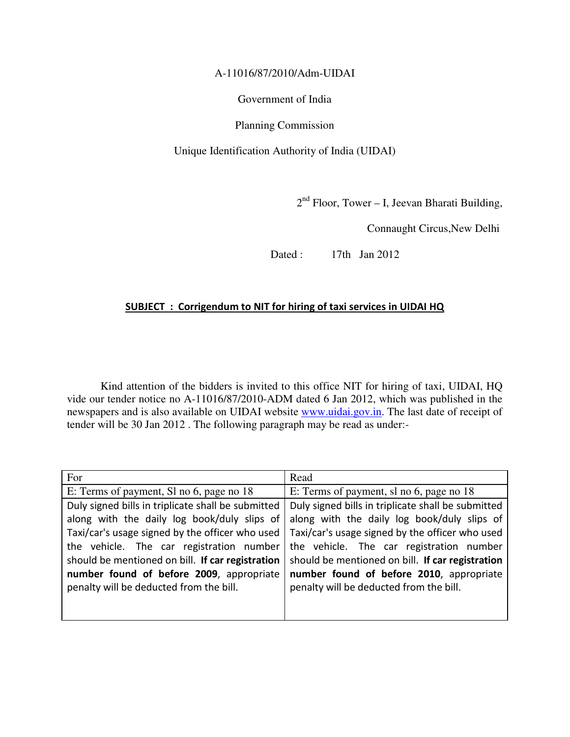A-11016/87/2010/Adm-UIDAI

Government of India

Planning Commission

Unique Identification Authority of India (UIDAI)

2nd Floor, Tower – I, Jeevan Bharati Building,

Connaught Circus,New Delhi

Dated : 17th Jan 2012

**SUBJECT : Corrigendum to NIT for hiring of taxi services in UIDAI HQ**

Kind attention of the bidders is invited to this office NIT for hiring of taxi, UIDAI, HQ vide our tender notice no A-11016/87/2010-ADM dated 6 Jan 2012, which was published in the newspapers and is also available on UIDAI website www.uidai.gov.in. The last date of receipt of tender will be 30 Jan 2012 . The following paragraph may be read as under:-

| For | Read |
|---|---|
| E: Terms of payment, Sl no 6, page no 18 | E: Terms of payment, sl no 6, page no 18 |
| Duly signed bills in triplicate shall be submitted along with the daily log book/duly slips of Taxi/car's usage signed by the officer who used the vehicle. The car registration number should be mentioned on bill. **If car registration number found of before 2009**, appropriate penalty will be deducted from the bill. | Duly signed bills in triplicate shall be submitted along with the daily log book/duly slips of Taxi/car's usage signed by the officer who used the vehicle. The car registration number should be mentioned on bill. **If car registration number found of before 2010**, appropriate penalty will be deducted from the bill. |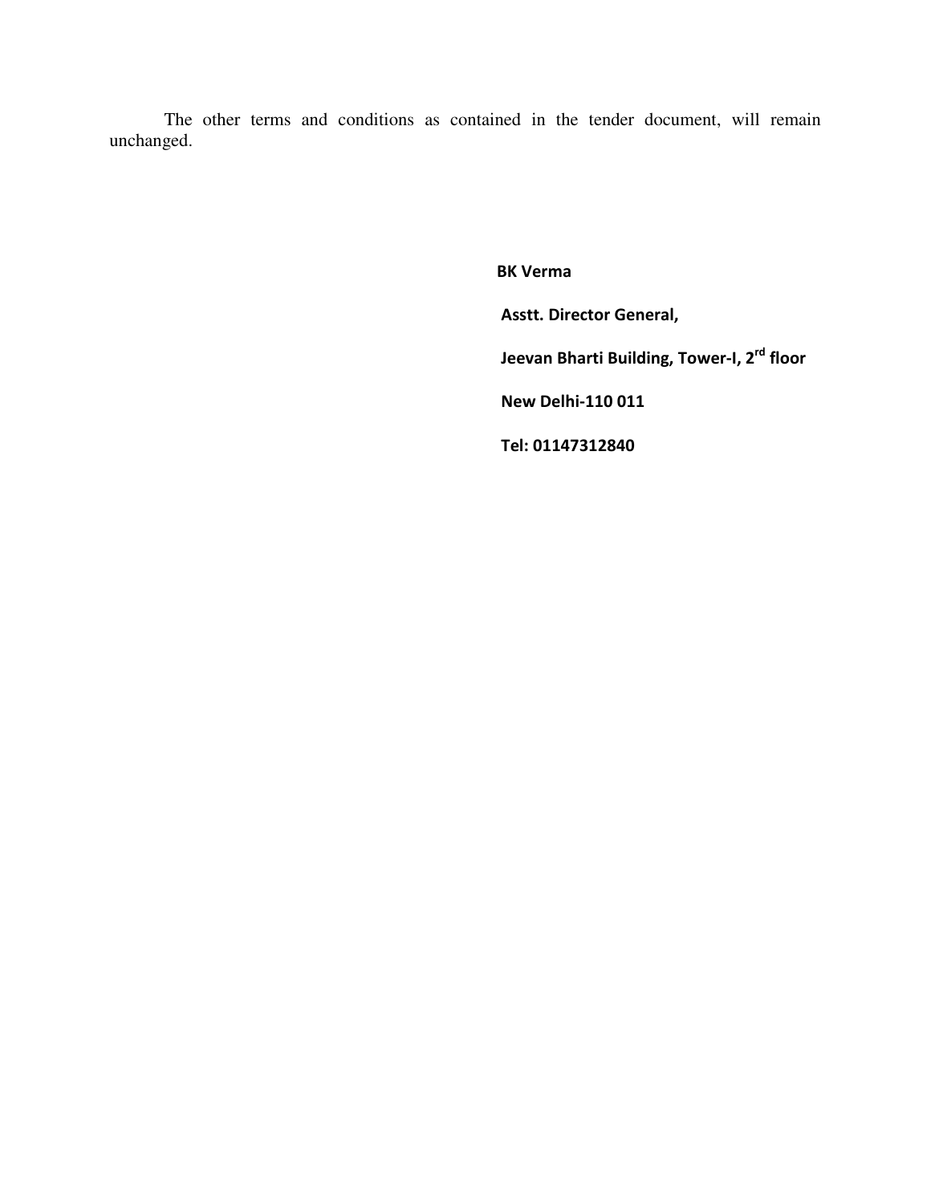The other terms and conditions as contained in the tender document, will remain unchanged.

**BK Verma**

**Asstt. Director General,**

**Jeevan Bharti Building, Tower-I, 2rd floor**

**New Delhi-110 011**

**Tel: 01147312840**